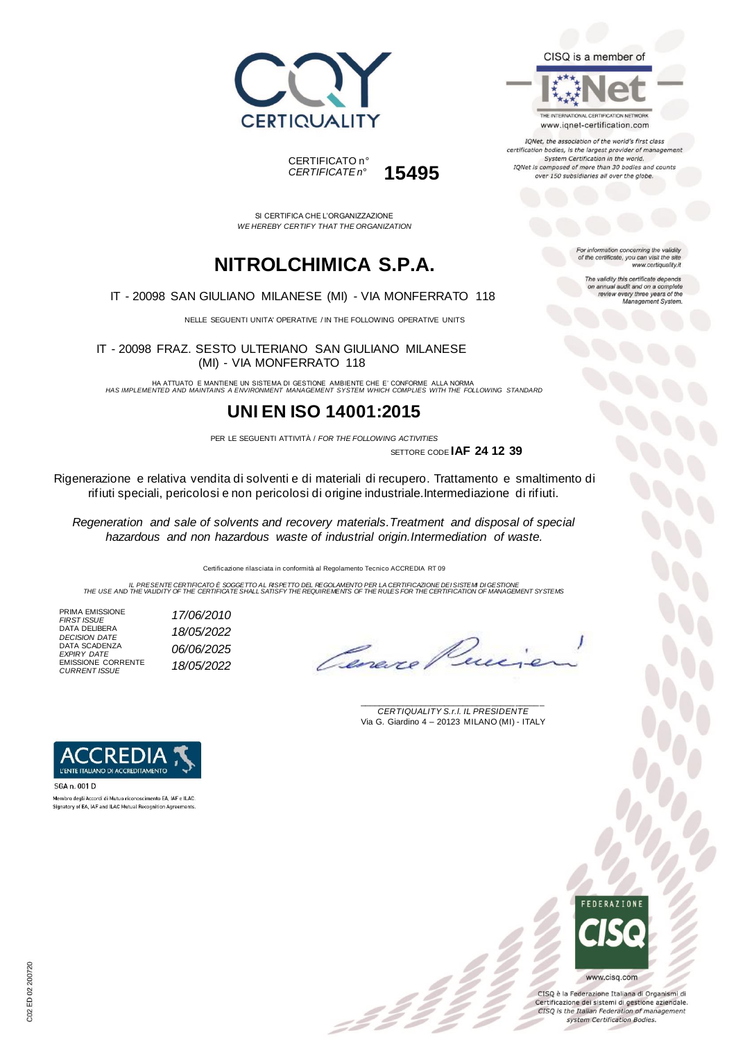CERTIQUALITY

CISQ is a member of

IQNet

THE INTERNATIONAL CERTIFICATION NETWORK

www.iqnet-certification.com

*IQNet, the association of the world's first class certification bodies, is the largest provider of management System Certification in the world. IQNet is composed of more than 30 bodies and counts over 150 subsidiaries all over the globe.*

CERTIFICATO n°
*CERTIFICATE n°* **15495**

*For information concerning the validity of the certificate, you can visit the site www.certiquality.it*

*The validity this certificate depends on annual audit and on a complete review every three years of the Management System.*

SI CERTIFICA CHE L'ORGANIZZAZIONE
*WE HEREBY CERTIFY THAT THE ORGANIZATION*

# NITROLCHIMICA S.P.A.

IT - 20098 SAN GIULIANO MILANESE (MI) - VIA MONFERRATO 118

NELLE SEGUENTI UNITA' OPERATIVE / IN THE FOLLOWING OPERATIVE UNITS

IT - 20098 FRAZ. SESTO ULTERIANO SAN GIULIANO MILANESE (MI) - VIA MONFERRATO 118

HA ATTUATO E MANTIENE UN SISTEMA DI GESTIONE AMBIENTE CHE E' CONFORME ALLA NORMA
*HAS IMPLEMENTED AND MAINTAINS A ENVIRONMENT MANAGEMENT SYSTEM WHICH COMPLIES WITH THE FOLLOWING STANDARD*

# UNI EN ISO 14001:2015

PER LE SEGUENTI ATTIVITÀ / *FOR THE FOLLOWING ACTIVITIES*

SETTORE CODE **IAF 24 12 39**

Rigenerazione e relativa vendita di solventi e di materiali di recupero. Trattamento e smaltimento di rifiuti speciali, pericolosi e non pericolosi di origine industriale.Intermediazione di rifiuti.

*Regeneration and sale of solvents and recovery materials.Treatment and disposal of special hazardous and non hazardous waste of industrial origin.Intermediation of waste.*

Certificazione rilasciata in conformità al Regolamento Tecnico ACCREDIA RT 09

*IL PRESENTE CERTIFICATO È SOGGETTO AL RISPETTO DEL REGOLAMENTO PER LA CERTIFICAZIONE DEI SISTEMI DI GESTIONE*
*THE USE AND THE VALIDITY OF THE CERTIFICATE SHALL SATISFY THE REQUIREMENTS OF THE RULES FOR THE CERTIFICATION OF MANAGEMENT SYSTEMS*

| | |
|---|---|
| PRIMA EMISSIONE *FIRST ISSUE* | *17/06/2010* |
| DATA DELIBERA *DECISION DATE* | *18/05/2022* |
| DATA SCADENZA *EXPIRY DATE* | *06/06/2025* |
| EMISSIONE CORRENTE *CURRENT ISSUE* | *18/05/2022* |

*CERTIQUALITY S.r.l. IL PRESIDENTE*
Via G. Giardino 4 – 20123 MILANO (MI) - ITALY

ACCREDIA
L'ENTE ITALIANO DI ACCREDITAMENTO

SGA n. 001 D

Membro degli Accordi di Mutuo riconoscimento EA, IAF e ILAC
Signatory of EA, IAF and ILAC Mutual Recognition Agreements

FEDERAZIONE CISQ

www.cisq.com

CISQ è la Federazione Italiana di Organismi di Certificazione dei sistemi di gestione aziendale.
*CISQ is the Italian Federation of management system Certification Bodies.*

C02 ED 02 200720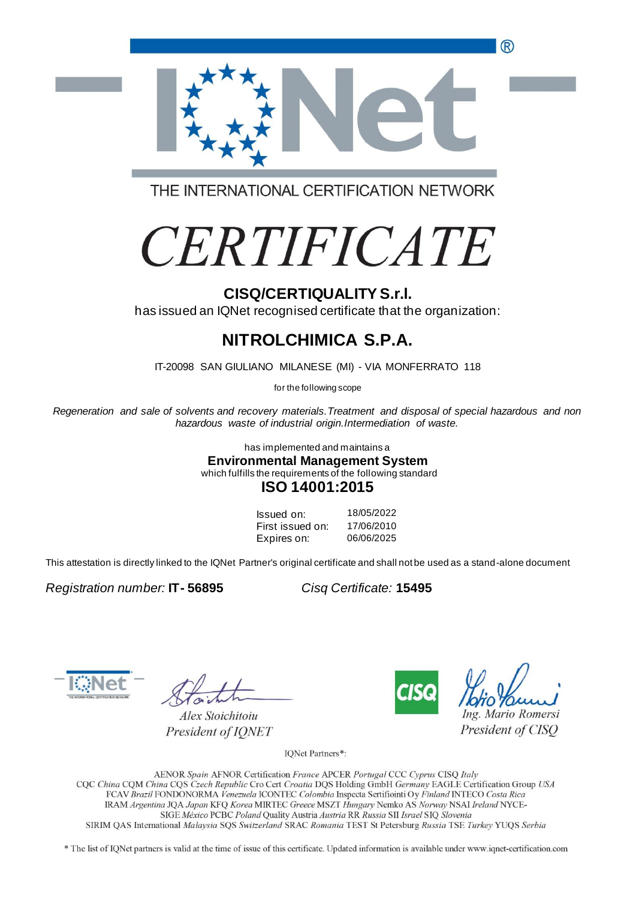THE INTERNATIONAL CERTIFICATION NETWORK

# CERTIFICATE

## CISQ/CERTIQUALITY S.r.l.

has issued an IQNet recognised certificate that the organization:

## NITROLCHIMICA S.P.A.

IT-20098 SAN GIULIANO MILANESE (MI) - VIA MONFERRATO 118

for the following scope

*Regeneration and sale of solvents and recovery materials.Treatment and disposal of special hazardous and non hazardous waste of industrial origin.Intermediation of waste.*

has implemented and maintains a

**Environmental Management System**

which fulfills the requirements of the following standard

**ISO 14001:2015**

| | |
|---|---|
| Issued on: | 18/05/2022 |
| First issued on: | 17/06/2010 |
| Expires on: | 06/06/2025 |

This attestation is directly linked to the IQNet Partner's original certificate and shall not be used as a stand-alone document

*Registration number:* **IT- 56895** *Cisq Certificate:* **15495**

*Alex Stoichitoiu*
*President of IQNET*

*Ing. Mario Romersi*
*President of CISQ*

IQNet Partners*:

AENOR *Spain* AFNOR Certification *France* APCER *Portugal* CCC *Cyprus* CISQ *Italy*
CQC *China* CQM *China* CQS *Czech Republic* Cro Cert *Croatia* DQS Holding GmbH *Germany* EAGLE Certification Group *USA*
FCAV *Brazil* FONDONORMA *Venezuela* ICONTEC *Colombia* Inspecta Sertifiointi Oy *Finland* INTECO *Costa Rica*
IRAM *Argentina* JQA *Japan* KFQ *Korea* MIRTEC *Greece* MSZT *Hungary* Nemko AS *Norway* NSAI *Ireland* NYCE-SIGE *México* PCBC *Poland* Quality Austria *Austria* RR *Russia* SII *Israel* SIQ *Slovenia*
SIRIM QAS International *Malaysia* SQS *Switzerland* SRAC *Romania* TEST St Petersburg *Russia* TSE *Turkey* YUQS *Serbia*

* The list of IQNet partners is valid at the time of issue of this certificate. Updated information is available under www.iqnet-certification.com